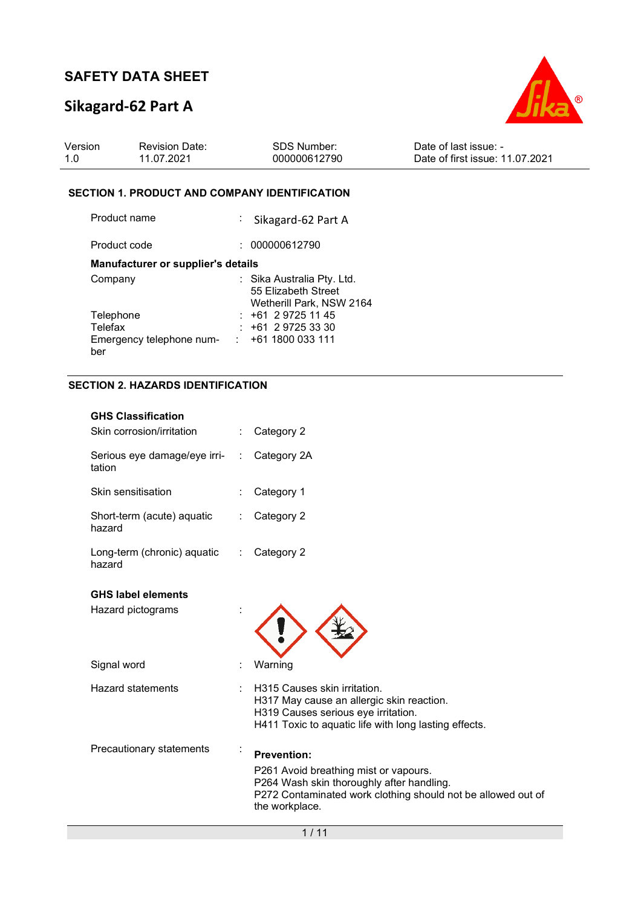# SAFETY DATA SHEET

## Sikagard-62 Part A

| Version | Revision Date: | SDS Number: | Date of last issue: - |
|---|---|---|---|
| 1.0 | 11.07.2021 | 000000612790 | Date of first issue: 11.07.2021 |

### SECTION 1. PRODUCT AND COMPANY IDENTIFICATION

Product name : Sikagard-62 Part A

Product code : 000000612790

**Manufacturer or supplier's details**

Company : Sika Australia Pty. Ltd.
55 Elizabeth Street
Wetherill Park, NSW 2164

Telephone : +61 2 9725 11 45

Telefax : +61 2 9725 33 30

Emergency telephone number : +61 1800 033 111

### SECTION 2. HAZARDS IDENTIFICATION

**GHS Classification**

Skin corrosion/irritation : Category 2

Serious eye damage/eye irritation : Category 2A

Skin sensitisation : Category 1

Short-term (acute) aquatic hazard : Category 2

Long-term (chronic) aquatic hazard : Category 2

**GHS label elements**

Hazard pictograms :

Signal word : Warning

Hazard statements : H315 Causes skin irritation.
H317 May cause an allergic skin reaction.
H319 Causes serious eye irritation.
H411 Toxic to aquatic life with long lasting effects.

Precautionary statements :

**Prevention:**

P261 Avoid breathing mist or vapours.
P264 Wash skin thoroughly after handling.
P272 Contaminated work clothing should not be allowed out of the workplace.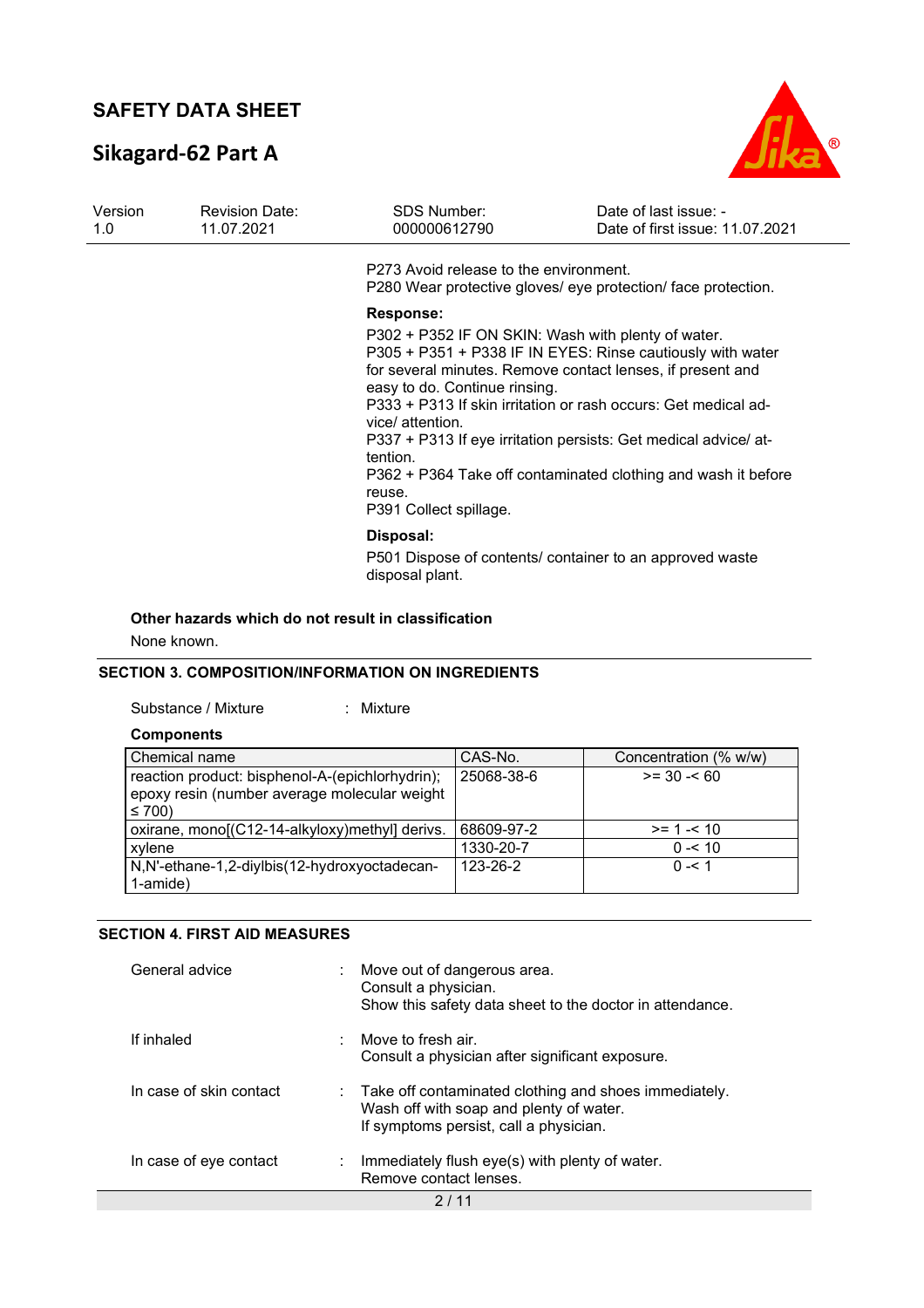P273 Avoid release to the environment.
P280 Wear protective gloves/ eye protection/ face protection.

**Response:**

P302 + P352 IF ON SKIN: Wash with plenty of water.
P305 + P351 + P338 IF IN EYES: Rinse cautiously with water for several minutes. Remove contact lenses, if present and easy to do. Continue rinsing.
P333 + P313 If skin irritation or rash occurs: Get medical advice/ attention.
P337 + P313 If eye irritation persists: Get medical advice/ attention.
P362 + P364 Take off contaminated clothing and wash it before reuse.
P391 Collect spillage.

**Disposal:**

P501 Dispose of contents/ container to an approved waste disposal plant.

**Other hazards which do not result in classification**

None known.

## SECTION 3. COMPOSITION/INFORMATION ON INGREDIENTS

Substance / Mixture : Mixture

**Components**

| Chemical name | CAS-No. | Concentration (% w/w) |
|---|---|---|
| reaction product: bisphenol-A-(epichlorhydrin); epoxy resin (number average molecular weight ≤ 700) | 25068-38-6 | >= 30 -< 60 |
| oxirane, mono[(C12-14-alkyloxy)methyl] derivs. | 68609-97-2 | >= 1 -< 10 |
| xylene | 1330-20-7 | 0 -< 10 |
| N,N'-ethane-1,2-diylbis(12-hydroxyoctadecan-1-amide) | 123-26-2 | 0 -< 1 |

## SECTION 4. FIRST AID MEASURES

General advice : Move out of dangerous area.
Consult a physician.
Show this safety data sheet to the doctor in attendance.

If inhaled : Move to fresh air.
Consult a physician after significant exposure.

In case of skin contact : Take off contaminated clothing and shoes immediately.
Wash off with soap and plenty of water.
If symptoms persist, call a physician.

In case of eye contact : Immediately flush eye(s) with plenty of water.
Remove contact lenses.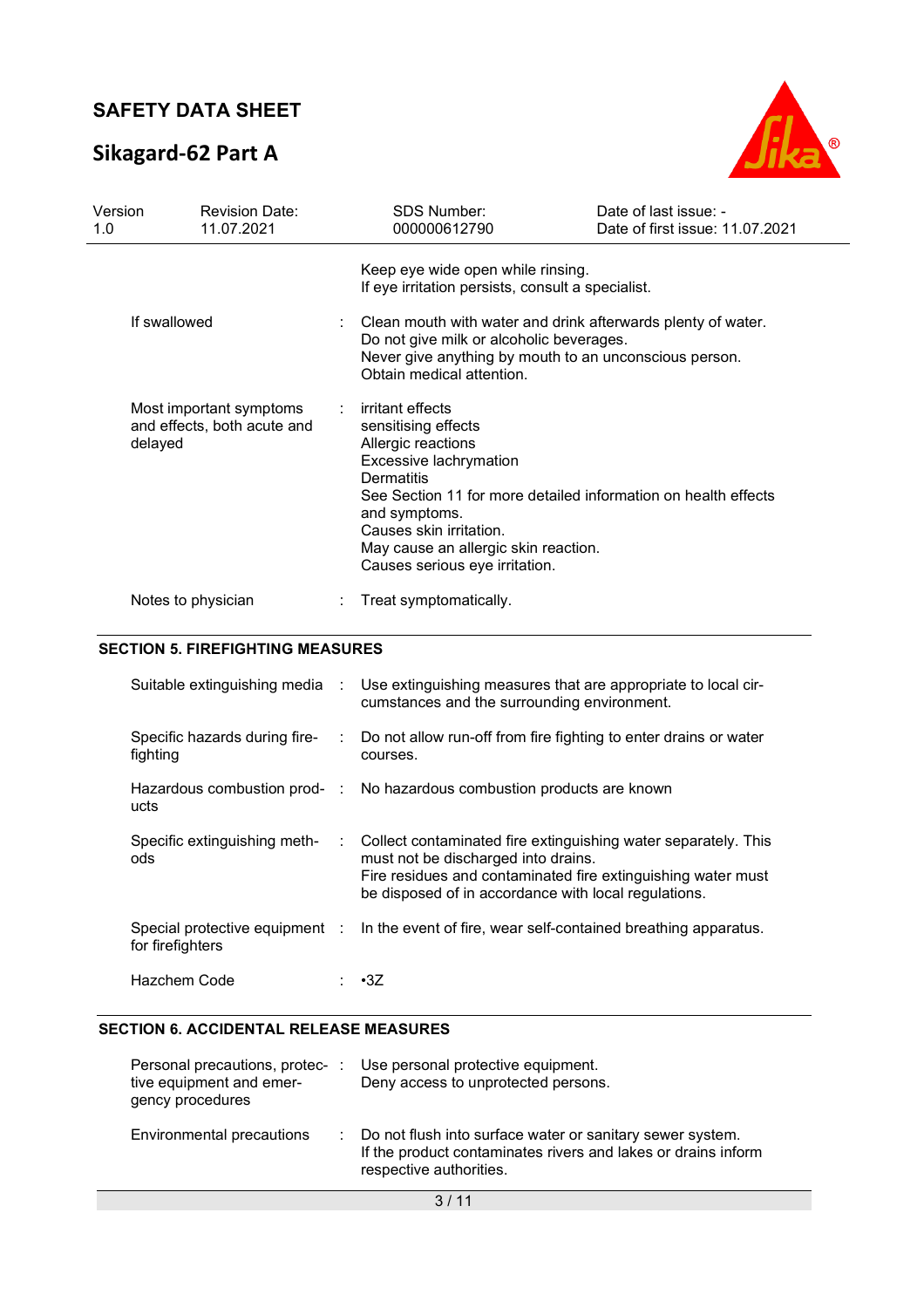Keep eye wide open while rinsing.
If eye irritation persists, consult a specialist.

| | | |
|---|---|---|
| If swallowed | : | Clean mouth with water and drink afterwards plenty of water.<br>Do not give milk or alcoholic beverages.<br>Never give anything by mouth to an unconscious person.<br>Obtain medical attention. |
| Most important symptoms and effects, both acute and delayed | : | irritant effects<br>sensitising effects<br>Allergic reactions<br>Excessive lachrymation<br>Dermatitis<br>See Section 11 for more detailed information on health effects and symptoms.<br>Causes skin irritation.<br>May cause an allergic skin reaction.<br>Causes serious eye irritation. |
| Notes to physician | : | Treat symptomatically. |

## SECTION 5. FIREFIGHTING MEASURES

| | | |
|---|---|---|
| Suitable extinguishing media | : | Use extinguishing measures that are appropriate to local circumstances and the surrounding environment. |
| Specific hazards during firefighting | : | Do not allow run-off from fire fighting to enter drains or water courses. |
| Hazardous combustion products | : | No hazardous combustion products are known |
| Specific extinguishing methods | : | Collect contaminated fire extinguishing water separately. This must not be discharged into drains.<br>Fire residues and contaminated fire extinguishing water must be disposed of in accordance with local regulations. |
| Special protective equipment for firefighters | : | In the event of fire, wear self-contained breathing apparatus. |
| Hazchem Code | : | •3Z |

## SECTION 6. ACCIDENTAL RELEASE MEASURES

| | | |
|---|---|---|
| Personal precautions, protective equipment and emergency procedures | : | Use personal protective equipment.<br>Deny access to unprotected persons. |
| Environmental precautions | : | Do not flush into surface water or sanitary sewer system.<br>If the product contaminates rivers and lakes or drains inform respective authorities. |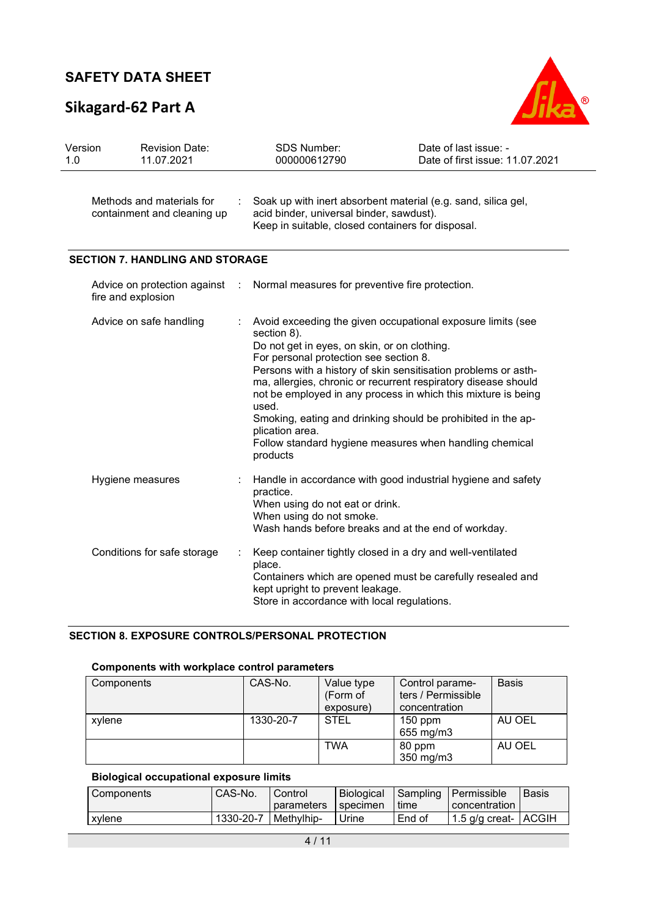| | | |
|---|---|---|
| Methods and materials for containment and cleaning up | : | Soak up with inert absorbent material (e.g. sand, silica gel, acid binder, universal binder, sawdust). Keep in suitable, closed containers for disposal. |

## SECTION 7. HANDLING AND STORAGE

| | | |
|---|---|---|
| Advice on protection against fire and explosion | : | Normal measures for preventive fire protection. |
| Advice on safe handling | : | Avoid exceeding the given occupational exposure limits (see section 8). Do not get in eyes, on skin, or on clothing. For personal protection see section 8. Persons with a history of skin sensitisation problems or asthma, allergies, chronic or recurrent respiratory disease should not be employed in any process in which this mixture is being used. Smoking, eating and drinking should be prohibited in the application area. Follow standard hygiene measures when handling chemical products |
| Hygiene measures | : | Handle in accordance with good industrial hygiene and safety practice. When using do not eat or drink. When using do not smoke. Wash hands before breaks and at the end of workday. |
| Conditions for safe storage | : | Keep container tightly closed in a dry and well-ventilated place. Containers which are opened must be carefully resealed and kept upright to prevent leakage. Store in accordance with local regulations. |

## SECTION 8. EXPOSURE CONTROLS/PERSONAL PROTECTION

**Components with workplace control parameters**

| Components | CAS-No. | Value type (Form of exposure) | Control parameters / Permissible concentration | Basis |
|---|---|---|---|---|
| xylene | 1330-20-7 | STEL | 150 ppm<br>655 mg/m3 | AU OEL |
| | | TWA | 80 ppm<br>350 mg/m3 | AU OEL |

**Biological occupational exposure limits**

| Components | CAS-No. | Control parameters | Biological specimen | Sampling time | Permissible concentration | Basis |
|---|---|---|---|---|---|---|
| xylene | 1330-20-7 | Methylhip- | Urine | End of | 1.5 g/g creat- | ACGIH |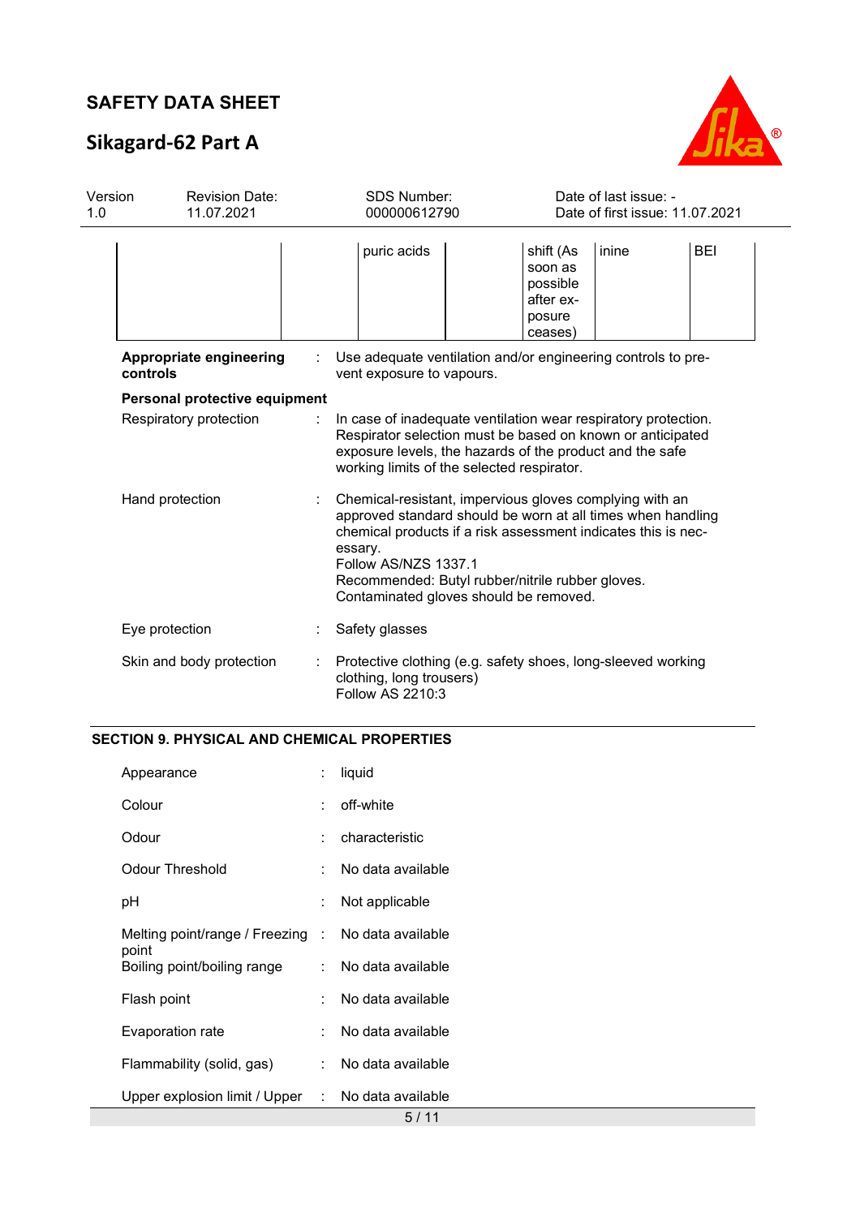| | | puric acids | | shift (As soon as possible after exposure ceases) | inine | BEI |
|---|---|---|---|---|---|---|

**Appropriate engineering controls** : Use adequate ventilation and/or engineering controls to prevent exposure to vapours.

**Personal protective equipment**

Respiratory protection : In case of inadequate ventilation wear respiratory protection. Respirator selection must be based on known or anticipated exposure levels, the hazards of the product and the safe working limits of the selected respirator.

Hand protection : Chemical-resistant, impervious gloves complying with an approved standard should be worn at all times when handling chemical products if a risk assessment indicates this is necessary.
Follow AS/NZS 1337.1
Recommended: Butyl rubber/nitrile rubber gloves.
Contaminated gloves should be removed.

Eye protection : Safety glasses

Skin and body protection : Protective clothing (e.g. safety shoes, long-sleeved working clothing, long trousers)
Follow AS 2210:3

## SECTION 9. PHYSICAL AND CHEMICAL PROPERTIES

Appearance : liquid

Colour : off-white

Odour : characteristic

Odour Threshold : No data available

pH : Not applicable

Melting point/range / Freezing point : No data available

Boiling point/boiling range : No data available

Flash point : No data available

Evaporation rate : No data available

Flammability (solid, gas) : No data available

Upper explosion limit / Upper : No data available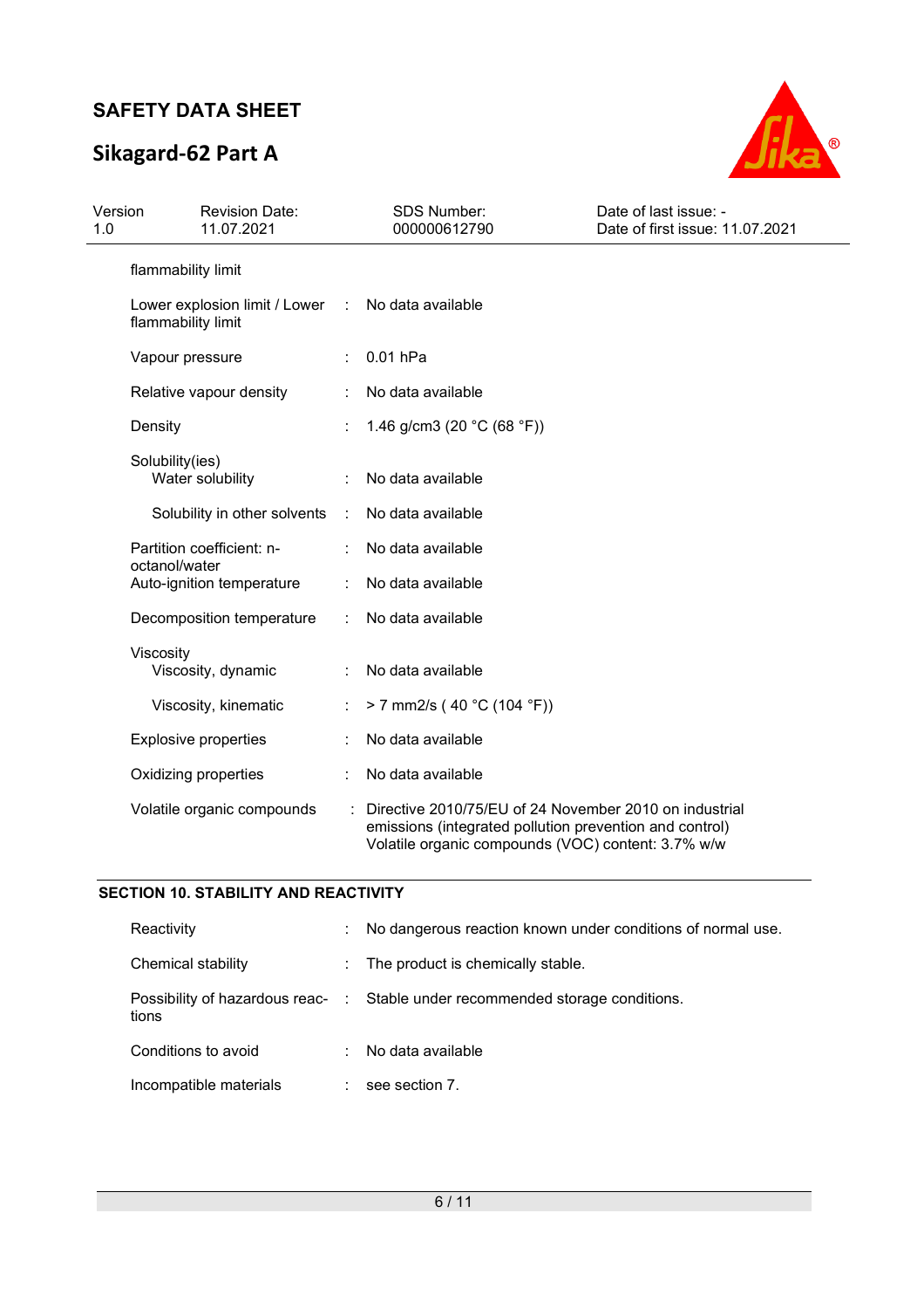| | | |
|---|---|---|
| flammability limit | | |
| Lower explosion limit / Lower flammability limit | : | No data available |
| Vapour pressure | : | 0.01 hPa |
| Relative vapour density | : | No data available |
| Density | : | 1.46 g/cm3 (20 °C (68 °F)) |
| Solubility(ies) Water solubility | : | No data available |
| Solubility in other solvents | : | No data available |
| Partition coefficient: n-octanol/water | : | No data available |
| Auto-ignition temperature | : | No data available |
| Decomposition temperature | : | No data available |
| Viscosity Viscosity, dynamic | : | No data available |
| Viscosity, kinematic | : | > 7 mm2/s ( 40 °C (104 °F)) |
| Explosive properties | : | No data available |
| Oxidizing properties | : | No data available |
| Volatile organic compounds | : | Directive 2010/75/EU of 24 November 2010 on industrial emissions (integrated pollution prevention and control) Volatile organic compounds (VOC) content: 3.7% w/w |

## SECTION 10. STABILITY AND REACTIVITY

| | | |
|---|---|---|
| Reactivity | : | No dangerous reaction known under conditions of normal use. |
| Chemical stability | : | The product is chemically stable. |
| Possibility of hazardous reactions | : | Stable under recommended storage conditions. |
| Conditions to avoid | : | No data available |
| Incompatible materials | : | see section 7. |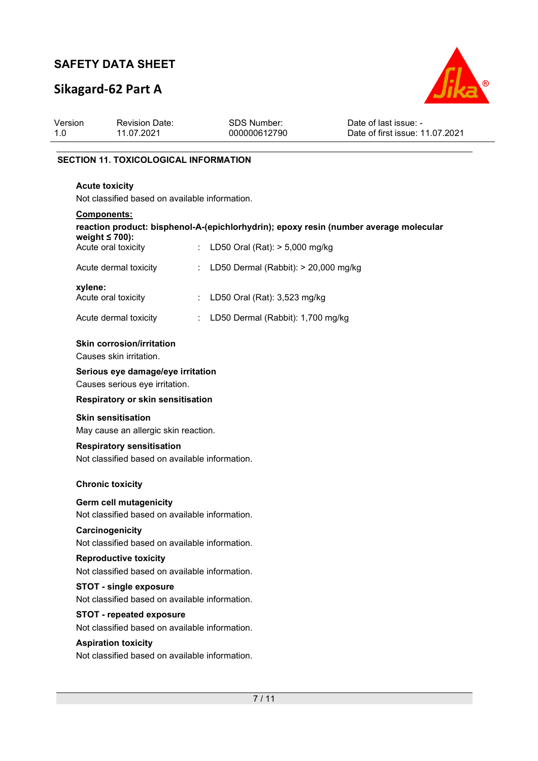## SECTION 11. TOXICOLOGICAL INFORMATION

**Acute toxicity**

Not classified based on available information.

**Components:**

**reaction product: bisphenol-A-(epichlorhydrin); epoxy resin (number average molecular weight ≤ 700):**

| | | |
|---|---|---|
| Acute oral toxicity | : | LD50 Oral (Rat): > 5,000 mg/kg |
| Acute dermal toxicity | : | LD50 Dermal (Rabbit): > 20,000 mg/kg |

**xylene:**

| | | |
|---|---|---|
| Acute oral toxicity | : | LD50 Oral (Rat): 3,523 mg/kg |
| Acute dermal toxicity | : | LD50 Dermal (Rabbit): 1,700 mg/kg |

**Skin corrosion/irritation**

Causes skin irritation.

**Serious eye damage/eye irritation**

Causes serious eye irritation.

**Respiratory or skin sensitisation**

**Skin sensitisation**

May cause an allergic skin reaction.

**Respiratory sensitisation**

Not classified based on available information.

**Chronic toxicity**

**Germ cell mutagenicity**

Not classified based on available information.

**Carcinogenicity**

Not classified based on available information.

**Reproductive toxicity**

Not classified based on available information.

**STOT - single exposure**

Not classified based on available information.

**STOT - repeated exposure**

Not classified based on available information.

**Aspiration toxicity**

Not classified based on available information.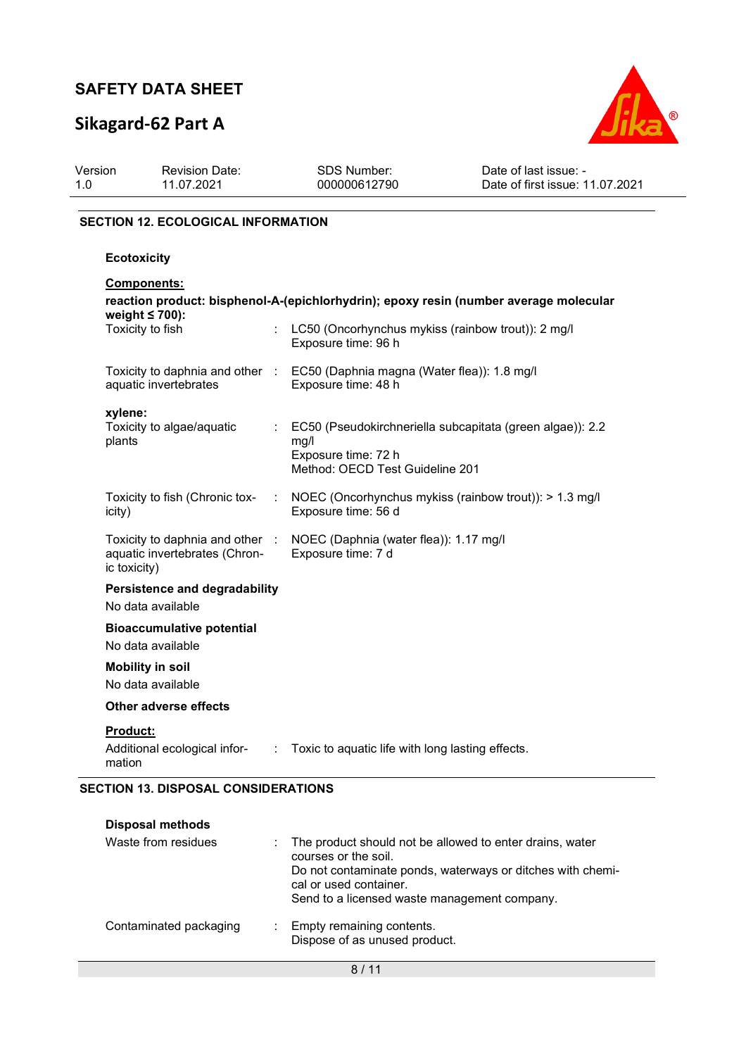## SECTION 12. ECOLOGICAL INFORMATION

### Ecotoxicity

**Components:**

**reaction product: bisphenol-A-(epichlorhydrin); epoxy resin (number average molecular weight ≤ 700):**

| | | |
|---|---|---|
| Toxicity to fish | : | LC50 (Oncorhynchus mykiss (rainbow trout)): 2 mg/l<br>Exposure time: 96 h |
| Toxicity to daphnia and other aquatic invertebrates | : | EC50 (Daphnia magna (Water flea)): 1.8 mg/l<br>Exposure time: 48 h |

**xylene:**

| | | |
|---|---|---|
| Toxicity to algae/aquatic plants | : | EC50 (Pseudokirchneriella subcapitata (green algae)): 2.2 mg/l<br>Exposure time: 72 h<br>Method: OECD Test Guideline 201 |
| Toxicity to fish (Chronic toxicity) | : | NOEC (Oncorhynchus mykiss (rainbow trout)): > 1.3 mg/l<br>Exposure time: 56 d |
| Toxicity to daphnia and other aquatic invertebrates (Chronic toxicity) | : | NOEC (Daphnia (water flea)): 1.17 mg/l<br>Exposure time: 7 d |

### Persistence and degradability

No data available

### Bioaccumulative potential

No data available

### Mobility in soil

No data available

### Other adverse effects

**Product:**

| | | |
|---|---|---|
| Additional ecological information | : | Toxic to aquatic life with long lasting effects. |

## SECTION 13. DISPOSAL CONSIDERATIONS

### Disposal methods

| | | |
|---|---|---|
| Waste from residues | : | The product should not be allowed to enter drains, water courses or the soil.<br>Do not contaminate ponds, waterways or ditches with chemical or used container.<br>Send to a licensed waste management company. |
| Contaminated packaging | : | Empty remaining contents.<br>Dispose of as unused product. |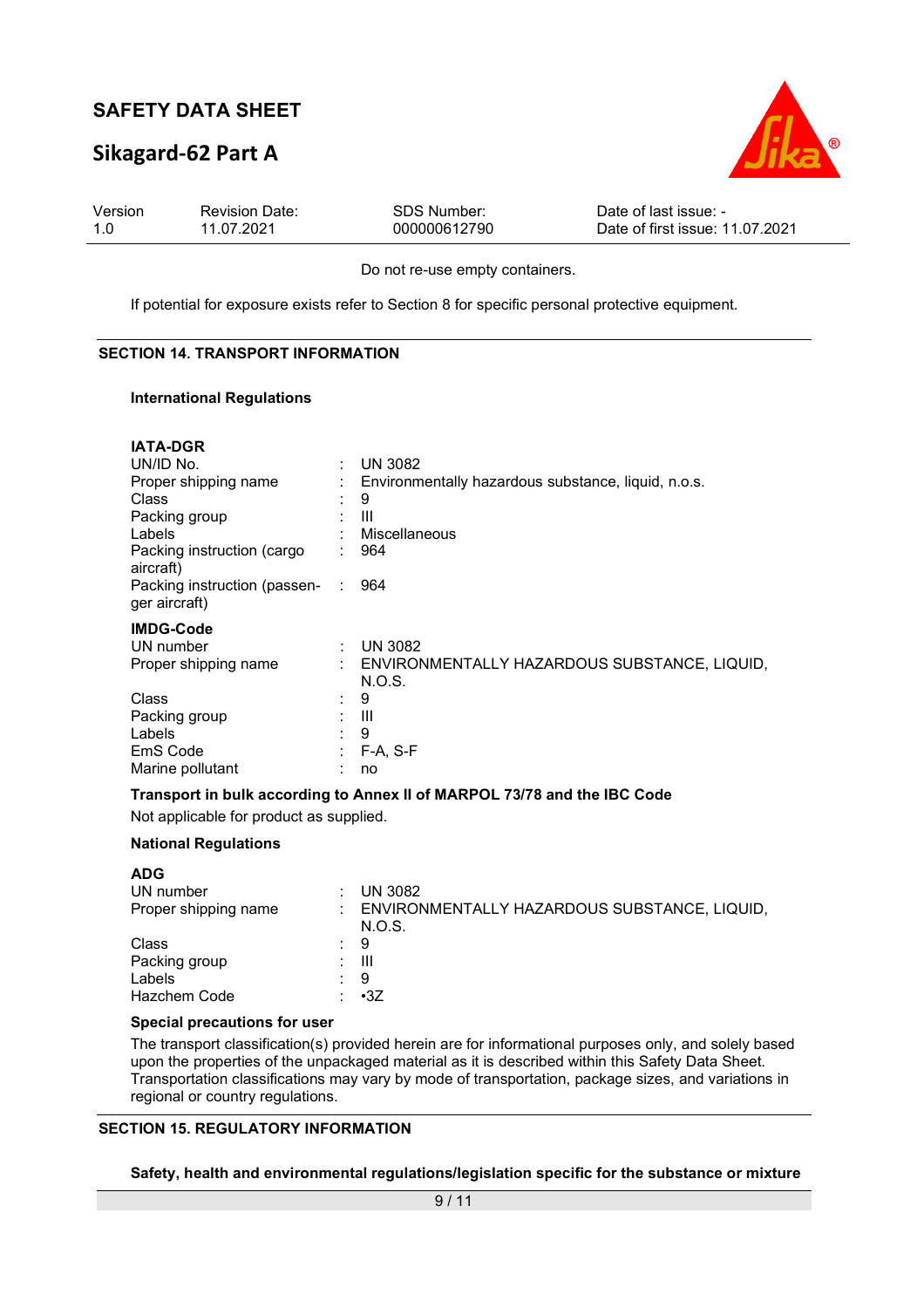Do not re-use empty containers.

If potential for exposure exists refer to Section 8 for specific personal protective equipment.

## SECTION 14. TRANSPORT INFORMATION

### International Regulations

**IATA-DGR**

| | | |
|---|---|---|
| UN/ID No. | : | UN 3082 |
| Proper shipping name | : | Environmentally hazardous substance, liquid, n.o.s. |
| Class | : | 9 |
| Packing group | : | III |
| Labels | : | Miscellaneous |
| Packing instruction (cargo aircraft) | : | 964 |
| Packing instruction (passenger aircraft) | : | 964 |

**IMDG-Code**

| | | |
|---|---|---|
| UN number | : | UN 3082 |
| Proper shipping name | : | ENVIRONMENTALLY HAZARDOUS SUBSTANCE, LIQUID, N.O.S. |
| Class | : | 9 |
| Packing group | : | III |
| Labels | : | 9 |
| EmS Code | : | F-A, S-F |
| Marine pollutant | : | no |

**Transport in bulk according to Annex II of MARPOL 73/78 and the IBC Code**

Not applicable for product as supplied.

### National Regulations

**ADG**

| | | |
|---|---|---|
| UN number | : | UN 3082 |
| Proper shipping name | : | ENVIRONMENTALLY HAZARDOUS SUBSTANCE, LIQUID, N.O.S. |
| Class | : | 9 |
| Packing group | : | III |
| Labels | : | 9 |
| Hazchem Code | : | •3Z |

**Special precautions for user**

The transport classification(s) provided herein are for informational purposes only, and solely based upon the properties of the unpackaged material as it is described within this Safety Data Sheet. Transportation classifications may vary by mode of transportation, package sizes, and variations in regional or country regulations.

## SECTION 15. REGULATORY INFORMATION

**Safety, health and environmental regulations/legislation specific for the substance or mixture**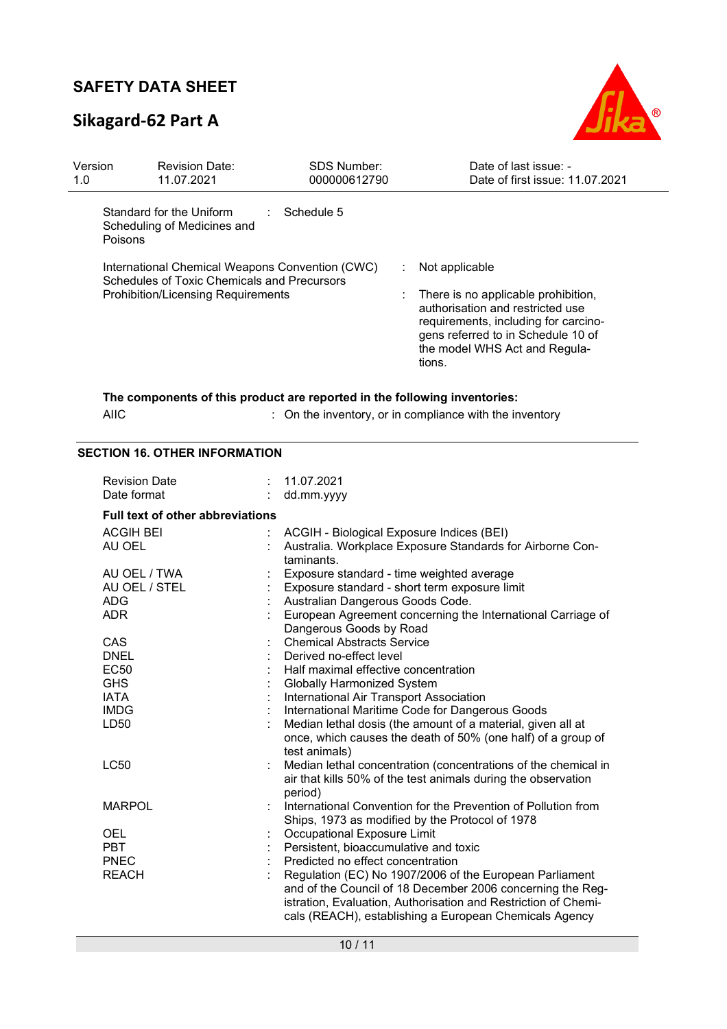| Version 1.0 | Revision Date: 11.07.2021 | SDS Number: 000000612790 | Date of last issue: - Date of first issue: 11.07.2021 |
|---|---|---|---|

Standard for the Uniform Scheduling of Medicines and Poisons : Schedule 5

International Chemical Weapons Convention (CWC) Schedules of Toxic Chemicals and Precursors : Not applicable

Prohibition/Licensing Requirements : There is no applicable prohibition, authorisation and restricted use requirements, including for carcinogens referred to in Schedule 10 of the model WHS Act and Regulations.

**The components of this product are reported in the following inventories:**

AIIC : On the inventory, or in compliance with the inventory

## SECTION 16. OTHER INFORMATION

Revision Date : 11.07.2021
Date format : dd.mm.yyyy

**Full text of other abbreviations**

| | |
|---|---|
| ACGIH BEI | ACGIH - Biological Exposure Indices (BEI) |
| AU OEL | Australia. Workplace Exposure Standards for Airborne Contaminants. |
| AU OEL / TWA | Exposure standard - time weighted average |
| AU OEL / STEL | Exposure standard - short term exposure limit |
| ADG | Australian Dangerous Goods Code. |
| ADR | European Agreement concerning the International Carriage of Dangerous Goods by Road |
| CAS | Chemical Abstracts Service |
| DNEL | Derived no-effect level |
| EC50 | Half maximal effective concentration |
| GHS | Globally Harmonized System |
| IATA | International Air Transport Association |
| IMDG | International Maritime Code for Dangerous Goods |
| LD50 | Median lethal dosis (the amount of a material, given all at once, which causes the death of 50% (one half) of a group of test animals) |
| LC50 | Median lethal concentration (concentrations of the chemical in air that kills 50% of the test animals during the observation period) |
| MARPOL | International Convention for the Prevention of Pollution from Ships, 1973 as modified by the Protocol of 1978 |
| OEL | Occupational Exposure Limit |
| PBT | Persistent, bioaccumulative and toxic |
| PNEC | Predicted no effect concentration |
| REACH | Regulation (EC) No 1907/2006 of the European Parliament and of the Council of 18 December 2006 concerning the Registration, Evaluation, Authorisation and Restriction of Chemicals (REACH), establishing a European Chemicals Agency |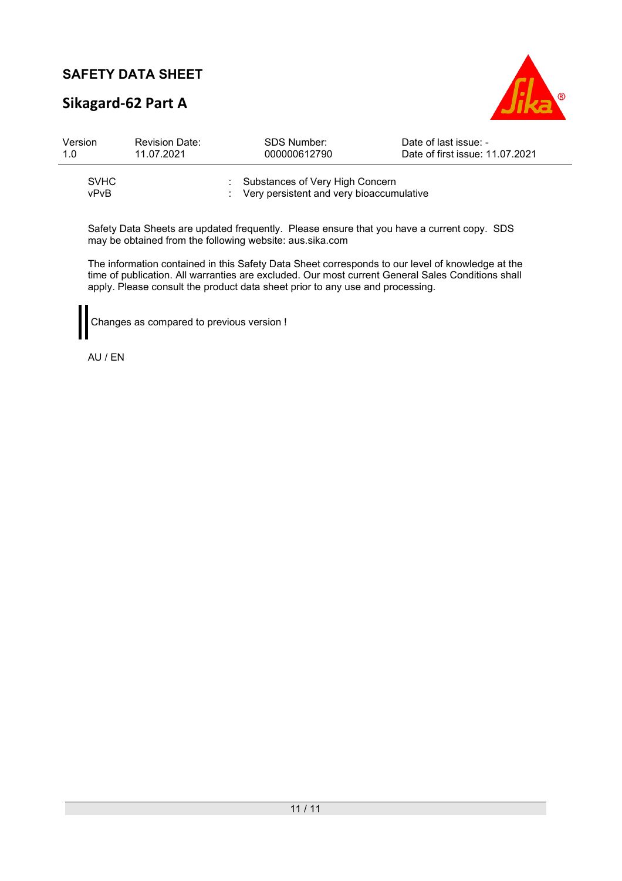| | | |
|---|---|---|
| SVHC | : | Substances of Very High Concern |
| vPvB | : | Very persistent and very bioaccumulative |

Safety Data Sheets are updated frequently. Please ensure that you have a current copy. SDS may be obtained from the following website: aus.sika.com

The information contained in this Safety Data Sheet corresponds to our level of knowledge at the time of publication. All warranties are excluded. Our most current General Sales Conditions shall apply. Please consult the product data sheet prior to any use and processing.

Changes as compared to previous version !

AU / EN